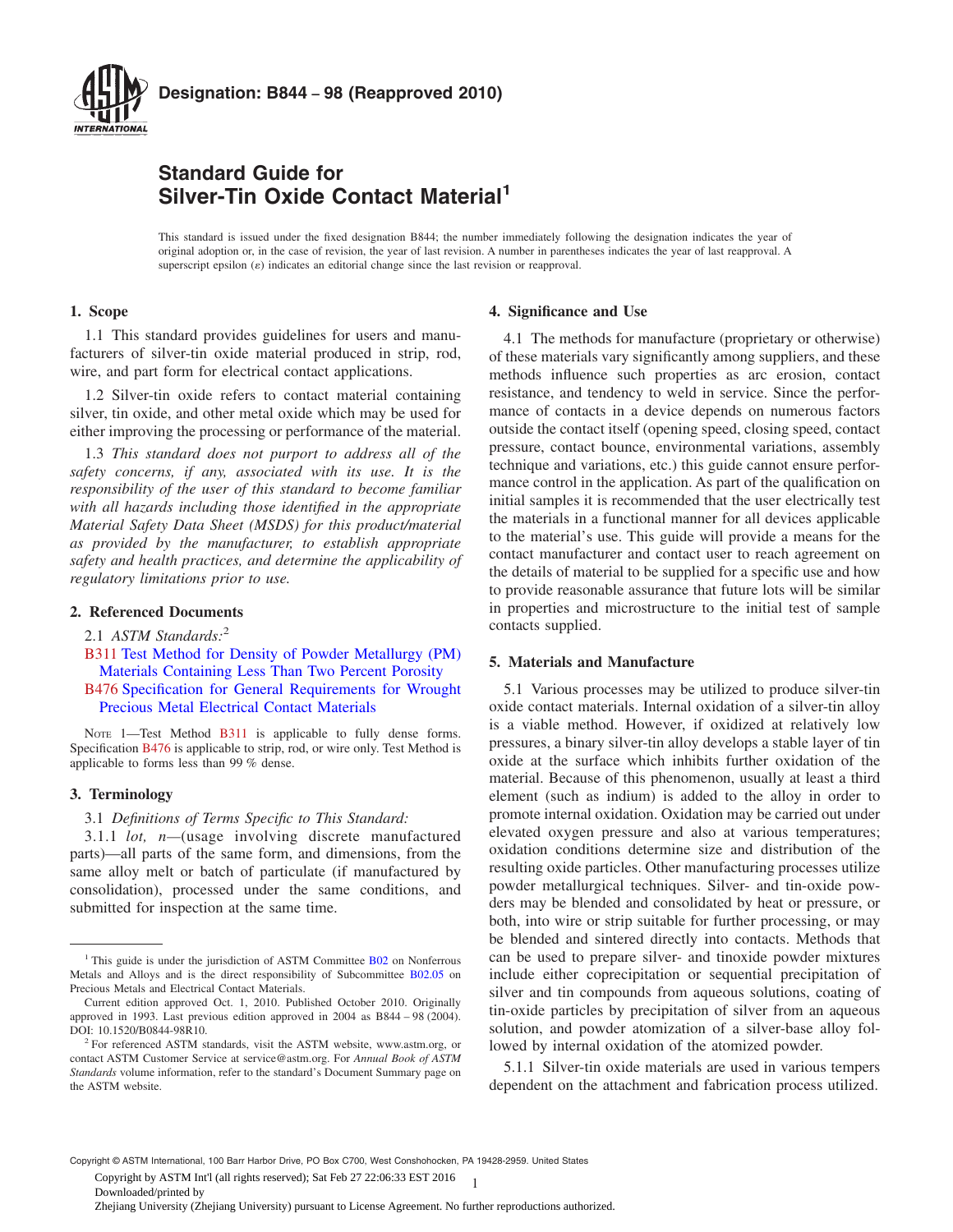**Designation: B844 – 98 (Reapproved 2010)**

# Standard Guide for Silver-Tin Oxide Contact Material[1]

This standard is issued under the fixed designation B844; the number immediately following the designation indicates the year of original adoption or, in the case of revision, the year of last revision. A number in parentheses indicates the year of last reapproval. A superscript epsilon (ε) indicates an editorial change since the last revision or reapproval.

## 1. Scope

1.1 This standard provides guidelines for users and manufacturers of silver-tin oxide material produced in strip, rod, wire, and part form for electrical contact applications.

1.2 Silver-tin oxide refers to contact material containing silver, tin oxide, and other metal oxide which may be used for either improving the processing or performance of the material.

1.3 *This standard does not purport to address all of the safety concerns, if any, associated with its use. It is the responsibility of the user of this standard to become familiar with all hazards including those identified in the appropriate Material Safety Data Sheet (MSDS) for this product/material as provided by the manufacturer, to establish appropriate safety and health practices, and determine the applicability of regulatory limitations prior to use.*

## 2. Referenced Documents

2.1 *ASTM Standards:*[2]

B311 Test Method for Density of Powder Metallurgy (PM) Materials Containing Less Than Two Percent Porosity

B476 Specification for General Requirements for Wrought Precious Metal Electrical Contact Materials

NOTE 1—Test Method B311 is applicable to fully dense forms. Specification B476 is applicable to strip, rod, or wire only. Test Method is applicable to forms less than 99 % dense.

## 3. Terminology

3.1 *Definitions of Terms Specific to This Standard:*

3.1.1 *lot, n*—(usage involving discrete manufactured parts)—all parts of the same form, and dimensions, from the same alloy melt or batch of particulate (if manufactured by consolidation), processed under the same conditions, and submitted for inspection at the same time.

## 4. Significance and Use

4.1 The methods for manufacture (proprietary or otherwise) of these materials vary significantly among suppliers, and these methods influence such properties as arc erosion, contact resistance, and tendency to weld in service. Since the performance of contacts in a device depends on numerous factors outside the contact itself (opening speed, closing speed, contact pressure, contact bounce, environmental variations, assembly technique and variations, etc.) this guide cannot ensure performance control in the application. As part of the qualification on initial samples it is recommended that the user electrically test the materials in a functional manner for all devices applicable to the material's use. This guide will provide a means for the contact manufacturer and contact user to reach agreement on the details of material to be supplied for a specific use and how to provide reasonable assurance that future lots will be similar in properties and microstructure to the initial test of sample contacts supplied.

## 5. Materials and Manufacture

5.1 Various processes may be utilized to produce silver-tin oxide contact materials. Internal oxidation of a silver-tin alloy is a viable method. However, if oxidized at relatively low pressures, a binary silver-tin alloy develops a stable layer of tin oxide at the surface which inhibits further oxidation of the material. Because of this phenomenon, usually at least a third element (such as indium) is added to the alloy in order to promote internal oxidation. Oxidation may be carried out under elevated oxygen pressure and also at various temperatures; oxidation conditions determine size and distribution of the resulting oxide particles. Other manufacturing processes utilize powder metallurgical techniques. Silver- and tin-oxide powders may be blended and consolidated by heat or pressure, or both, into wire or strip suitable for further processing, or may be blended and sintered directly into contacts. Methods that can be used to prepare silver- and tinoxide powder mixtures include either coprecipitation or sequential precipitation of silver and tin compounds from aqueous solutions, coating of tin-oxide particles by precipitation of silver from an aqueous solution, and powder atomization of a silver-base alloy followed by internal oxidation of the atomized powder.

5.1.1 Silver-tin oxide materials are used in various tempers dependent on the attachment and fabrication process utilized.

---

[1] This guide is under the jurisdiction of ASTM Committee B02 on Nonferrous Metals and Alloys and is the direct responsibility of Subcommittee B02.05 on Precious Metals and Electrical Contact Materials.

Current edition approved Oct. 1, 2010. Published October 2010. Originally approved in 1993. Last previous edition approved in 2004 as B844 – 98 (2004). DOI: 10.1520/B0844-98R10.

[2] For referenced ASTM standards, visit the ASTM website, www.astm.org, or contact ASTM Customer Service at service@astm.org. For *Annual Book of ASTM Standards* volume information, refer to the standard's Document Summary page on the ASTM website.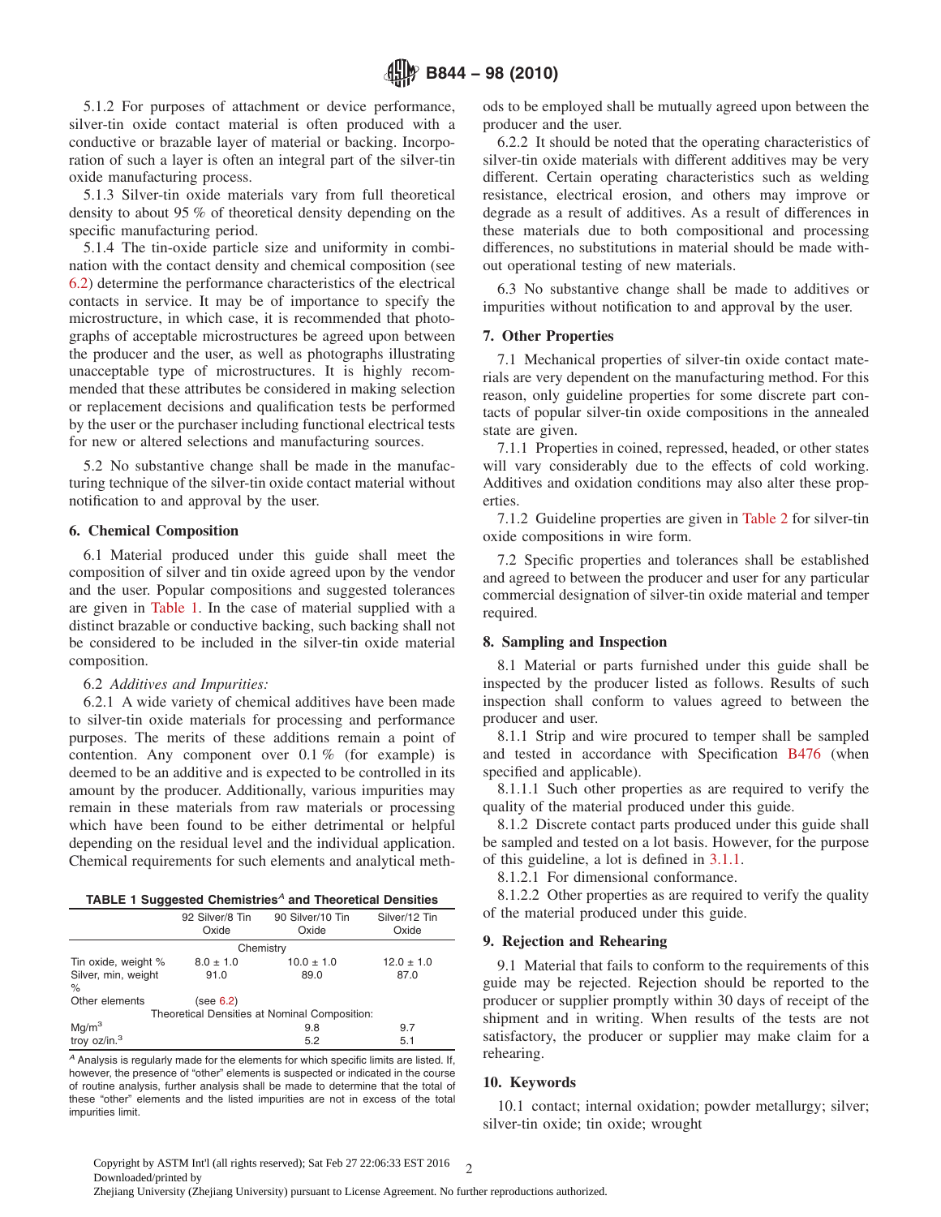5.1.2 For purposes of attachment or device performance, silver-tin oxide contact material is often produced with a conductive or brazable layer of material or backing. Incorporation of such a layer is often an integral part of the silver-tin oxide manufacturing process.

5.1.3 Silver-tin oxide materials vary from full theoretical density to about 95 % of theoretical density depending on the specific manufacturing period.

5.1.4 The tin-oxide particle size and uniformity in combination with the contact density and chemical composition (see 6.2) determine the performance characteristics of the electrical contacts in service. It may be of importance to specify the microstructure, in which case, it is recommended that photographs of acceptable microstructures be agreed upon between the producer and the user, as well as photographs illustrating unacceptable type of microstructures. It is highly recommended that these attributes be considered in making selection or replacement decisions and qualification tests be performed by the user or the purchaser including functional electrical tests for new or altered selections and manufacturing sources.

5.2 No substantive change shall be made in the manufacturing technique of the silver-tin oxide contact material without notification to and approval by the user.

## 6. Chemical Composition

6.1 Material produced under this guide shall meet the composition of silver and tin oxide agreed upon by the vendor and the user. Popular compositions and suggested tolerances are given in Table 1. In the case of material supplied with a distinct brazable or conductive backing, such backing shall not be considered to be included in the silver-tin oxide material composition.

6.2 *Additives and Impurities:*

6.2.1 A wide variety of chemical additives have been made to silver-tin oxide materials for processing and performance purposes. The merits of these additions remain a point of contention. Any component over 0.1 % (for example) is deemed to be an additive and is expected to be controlled in its amount by the producer. Additionally, various impurities may remain in these materials from raw materials or processing which have been found to be either detrimental or helpful depending on the residual level and the individual application. Chemical requirements for such elements and analytical methods to be employed shall be mutually agreed upon between the producer and the user.

6.2.2 It should be noted that the operating characteristics of silver-tin oxide materials with different additives may be very different. Certain operating characteristics such as welding resistance, electrical erosion, and others may improve or degrade as a result of additives. As a result of differences in these materials due to both compositional and processing differences, no substitutions in material should be made without operational testing of new materials.

6.3 No substantive change shall be made to additives or impurities without notification to and approval by the user.

**TABLE 1 Suggested Chemistries[A] and Theoretical Densities**

| | 92 Silver/8 Tin Oxide | 90 Silver/10 Tin Oxide | Silver/12 Tin Oxide |
|---|---|---|---|
| | Chemistry | | |
| Tin oxide, weight % | 8.0 ± 1.0 | 10.0 ± 1.0 | 12.0 ± 1.0 |
| Silver, min, weight % | 91.0 | 89.0 | 87.0 |
| Other elements | (see 6.2) | | |
| | Theoretical Densities at Nominal Composition: | | |
| $Mg/m^3$ | | 9.8 | 9.7 |
| troy oz/in.[3] | | 5.2 | 5.1 |

[A] Analysis is regularly made for the elements for which specific limits are listed. If, however, the presence of "other" elements is suspected or indicated in the course of routine analysis, further analysis shall be made to determine that the total of these "other" elements and the listed impurities are not in excess of the total impurities limit.

## 7. Other Properties

7.1 Mechanical properties of silver-tin oxide contact materials are very dependent on the manufacturing method. For this reason, only guideline properties for some discrete part contacts of popular silver-tin oxide compositions in the annealed state are given.

7.1.1 Properties in coined, repressed, headed, or other states will vary considerably due to the effects of cold working. Additives and oxidation conditions may also alter these properties.

7.1.2 Guideline properties are given in Table 2 for silver-tin oxide compositions in wire form.

7.2 Specific properties and tolerances shall be established and agreed to between the producer and user for any particular commercial designation of silver-tin oxide material and temper required.

## 8. Sampling and Inspection

8.1 Material or parts furnished under this guide shall be inspected by the producer listed as follows. Results of such inspection shall conform to values agreed to between the producer and user.

8.1.1 Strip and wire procured to temper shall be sampled and tested in accordance with Specification B476 (when specified and applicable).

8.1.1.1 Such other properties as are required to verify the quality of the material produced under this guide.

8.1.2 Discrete contact parts produced under this guide shall be sampled and tested on a lot basis. However, for the purpose of this guideline, a lot is defined in 3.1.1.

8.1.2.1 For dimensional conformance.

8.1.2.2 Other properties as are required to verify the quality of the material produced under this guide.

## 9. Rejection and Rehearing

9.1 Material that fails to conform to the requirements of this guide may be rejected. Rejection should be reported to the producer or supplier promptly within 30 days of receipt of the shipment and in writing. When results of the tests are not satisfactory, the producer or supplier may make claim for a rehearing.

## 10. Keywords

10.1 contact; internal oxidation; powder metallurgy; silver; silver-tin oxide; tin oxide; wrought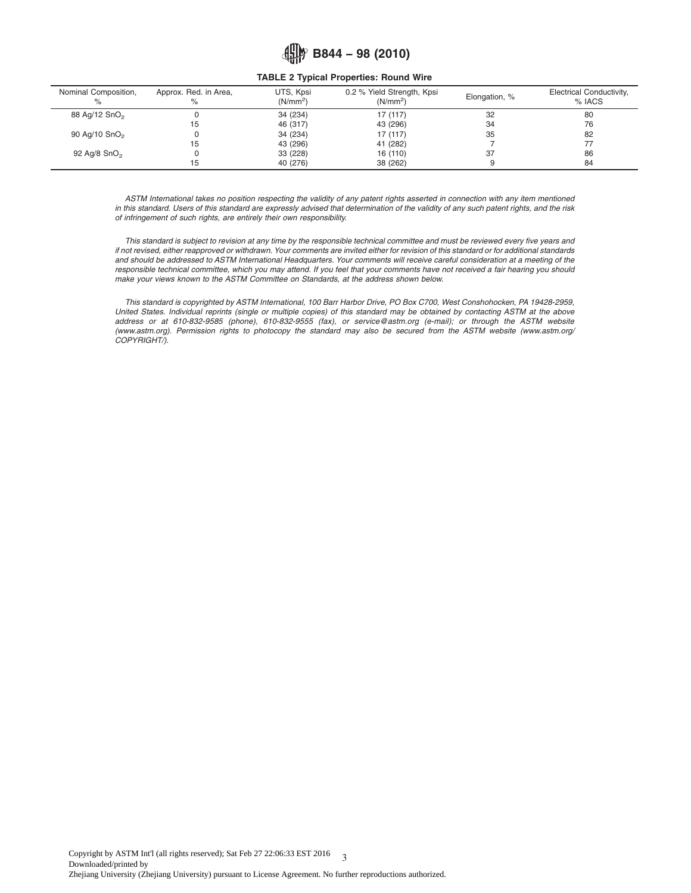**TABLE 2 Typical Properties: Round Wire**

| Nominal Composition, % | Approx. Red. in Area, % | UTS, Kpsi ($N/mm^2$) | 0.2 % Yield Strength, Kpsi ($N/mm^2$) | Elongation, % | Electrical Conductivity, % IACS |
|---|---|---|---|---|---|
| 88 Ag/12 $SnO_2$ | 0 | 34 (234) | 17 (117) | 32 | 80 |
| | 15 | 46 (317) | 43 (296) | 34 | 76 |
| 90 Ag/10 $SnO_2$ | 0 | 34 (234) | 17 (117) | 35 | 82 |
| | 15 | 43 (296) | 41 (282) | 7 | 77 |
| 92 Ag/8 $SnO_2$ | 0 | 33 (228) | 16 (110) | 37 | 86 |
| | 15 | 40 (276) | 38 (262) | 9 | 84 |

*ASTM International takes no position respecting the validity of any patent rights asserted in connection with any item mentioned in this standard. Users of this standard are expressly advised that determination of the validity of any such patent rights, and the risk of infringement of such rights, are entirely their own responsibility.*

*This standard is subject to revision at any time by the responsible technical committee and must be reviewed every five years and if not revised, either reapproved or withdrawn. Your comments are invited either for revision of this standard or for additional standards and should be addressed to ASTM International Headquarters. Your comments will receive careful consideration at a meeting of the responsible technical committee, which you may attend. If you feel that your comments have not received a fair hearing you should make your views known to the ASTM Committee on Standards, at the address shown below.*

*This standard is copyrighted by ASTM International, 100 Barr Harbor Drive, PO Box C700, West Conshohocken, PA 19428-2959, United States. Individual reprints (single or multiple copies) of this standard may be obtained by contacting ASTM at the above address or at 610-832-9585 (phone), 610-832-9555 (fax), or service@astm.org (e-mail); or through the ASTM website (www.astm.org). Permission rights to photocopy the standard may also be secured from the ASTM website (www.astm.org/COPYRIGHT/).*